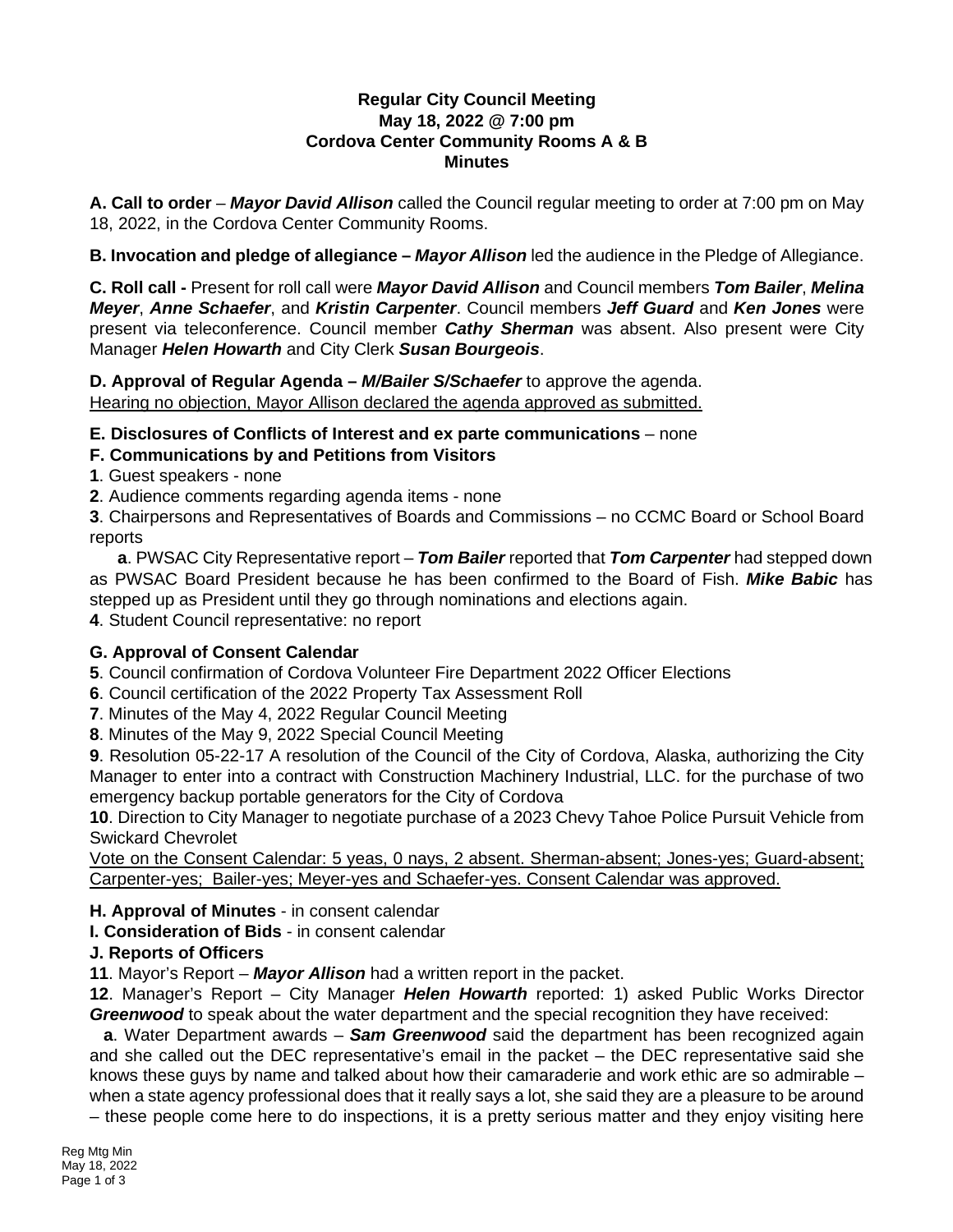# Regular City Council Meeting
## May 18, 2022 @ 7:00 pm
## Cordova Center Community Rooms A & B
## Minutes

**A. Call to order** – ***Mayor David Allison*** called the Council regular meeting to order at 7:00 pm on May 18, 2022, in the Cordova Center Community Rooms.

**B. Invocation and pledge of allegiance –** ***Mayor Allison*** led the audience in the Pledge of Allegiance.

**C. Roll call -** Present for roll call were ***Mayor David Allison*** and Council members ***Tom Bailer***, ***Melina Meyer***, ***Anne Schaefer***, and ***Kristin Carpenter***. Council members ***Jeff Guard*** and ***Ken Jones*** were present via teleconference. Council member ***Cathy Sherman*** was absent. Also present were City Manager ***Helen Howarth*** and City Clerk ***Susan Bourgeois***.

**D. Approval of Regular Agenda –** ***M/Bailer S/Schaefer*** to approve the agenda.
<u>Hearing no objection, Mayor Allison declared the agenda approved as submitted.</u>

**E. Disclosures of Conflicts of Interest and ex parte communications** – none

**F. Communications by and Petitions from Visitors**

**1**. Guest speakers - none

**2**. Audience comments regarding agenda items - none

**3**. Chairpersons and Representatives of Boards and Commissions – no CCMC Board or School Board reports

**a**. PWSAC City Representative report – ***Tom Bailer*** reported that ***Tom Carpenter*** had stepped down as PWSAC Board President because he has been confirmed to the Board of Fish. ***Mike Babic*** has stepped up as President until they go through nominations and elections again.

**4**. Student Council representative: no report

**G. Approval of Consent Calendar**

**5**. Council confirmation of Cordova Volunteer Fire Department 2022 Officer Elections

**6**. Council certification of the 2022 Property Tax Assessment Roll

**7**. Minutes of the May 4, 2022 Regular Council Meeting

**8**. Minutes of the May 9, 2022 Special Council Meeting

**9**. Resolution 05-22-17 A resolution of the Council of the City of Cordova, Alaska, authorizing the City Manager to enter into a contract with Construction Machinery Industrial, LLC. for the purchase of two emergency backup portable generators for the City of Cordova

**10**. Direction to City Manager to negotiate purchase of a 2023 Chevy Tahoe Police Pursuit Vehicle from Swickard Chevrolet

<u>Vote on the Consent Calendar: 5 yeas, 0 nays, 2 absent. Sherman-absent; Jones-yes; Guard-absent; Carpenter-yes; Bailer-yes; Meyer-yes and Schaefer-yes. Consent Calendar was approved.</u>

**H. Approval of Minutes** - in consent calendar

**I. Consideration of Bids** - in consent calendar

**J. Reports of Officers**

**11**. Mayor's Report – ***Mayor Allison*** had a written report in the packet.

**12**. Manager's Report – City Manager ***Helen Howarth*** reported: 1) asked Public Works Director ***Greenwood*** to speak about the water department and the special recognition they have received:

**a**. Water Department awards – ***Sam Greenwood*** said the department has been recognized again and she called out the DEC representative's email in the packet – the DEC representative said she knows these guys by name and talked about how their camaraderie and work ethic are so admirable – when a state agency professional does that it really says a lot, she said they are a pleasure to be around – these people come here to do inspections, it is a pretty serious matter and they enjoy visiting here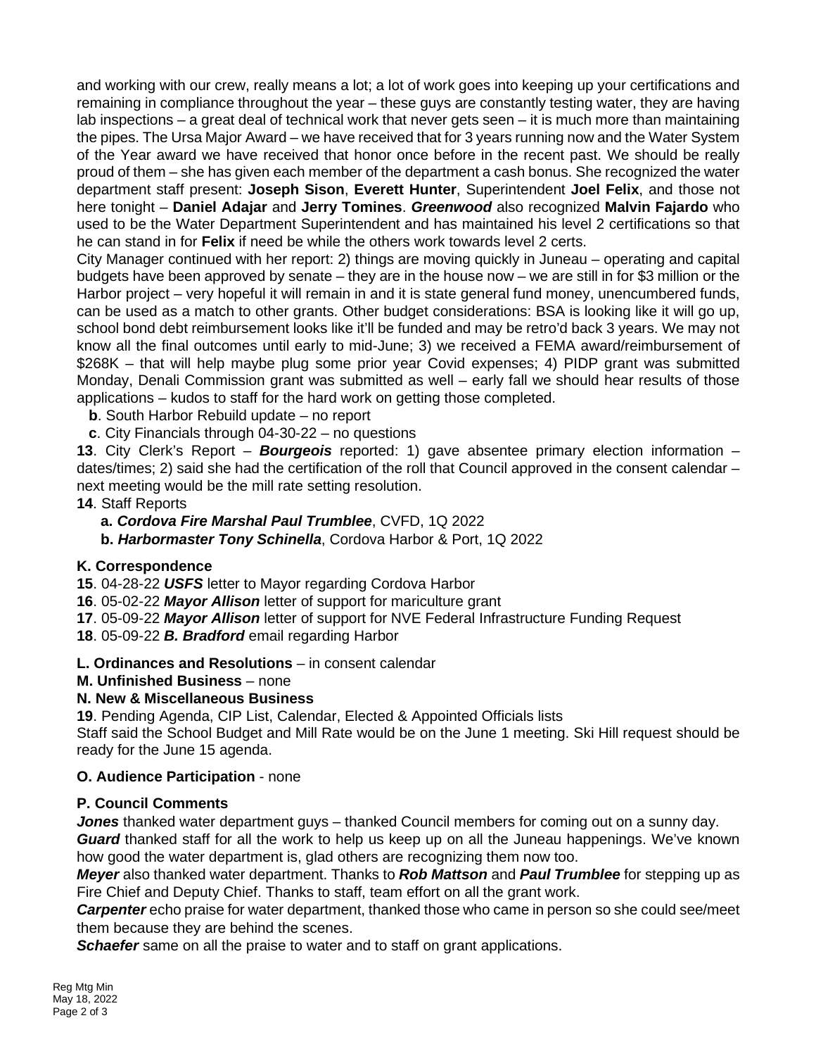and working with our crew, really means a lot; a lot of work goes into keeping up your certifications and remaining in compliance throughout the year – these guys are constantly testing water, they are having lab inspections – a great deal of technical work that never gets seen – it is much more than maintaining the pipes. The Ursa Major Award – we have received that for 3 years running now and the Water System of the Year award we have received that honor once before in the recent past. We should be really proud of them – she has given each member of the department a cash bonus. She recognized the water department staff present: **Joseph Sison**, **Everett Hunter**, Superintendent **Joel Felix**, and those not here tonight – **Daniel Adajar** and **Jerry Tomines**. ***Greenwood*** also recognized **Malvin Fajardo** who used to be the Water Department Superintendent and has maintained his level 2 certifications so that he can stand in for **Felix** if need be while the others work towards level 2 certs.
City Manager continued with her report: 2) things are moving quickly in Juneau – operating and capital budgets have been approved by senate – they are in the house now – we are still in for $3 million or the Harbor project – very hopeful it will remain in and it is state general fund money, unencumbered funds, can be used as a match to other grants. Other budget considerations: BSA is looking like it will go up, school bond debt reimbursement looks like it'll be funded and may be retro'd back 3 years. We may not know all the final outcomes until early to mid-June; 3) we received a FEMA award/reimbursement of $268K – that will help maybe plug some prior year Covid expenses; 4) PIDP grant was submitted Monday, Denali Commission grant was submitted as well – early fall we should hear results of those applications – kudos to staff for the hard work on getting those completed.

**b**. South Harbor Rebuild update – no report

**c**. City Financials through 04-30-22 – no questions

**13**. City Clerk's Report – ***Bourgeois*** reported: 1) gave absentee primary election information – dates/times; 2) said she had the certification of the roll that Council approved in the consent calendar – next meeting would be the mill rate setting resolution.

**14**. Staff Reports

**a. *Cordova Fire Marshal Paul Trumblee***, CVFD, 1Q 2022

**b. *Harbormaster Tony Schinella***, Cordova Harbor & Port, 1Q 2022

**K. Correspondence**

**15**. 04-28-22 ***USFS*** letter to Mayor regarding Cordova Harbor
**16**. 05-02-22 ***Mayor Allison*** letter of support for mariculture grant
**17**. 05-09-22 ***Mayor Allison*** letter of support for NVE Federal Infrastructure Funding Request
**18**. 05-09-22 ***B. Bradford*** email regarding Harbor

**L. Ordinances and Resolutions** – in consent calendar

**M. Unfinished Business** – none

**N. New & Miscellaneous Business**

**19**. Pending Agenda, CIP List, Calendar, Elected & Appointed Officials lists
Staff said the School Budget and Mill Rate would be on the June 1 meeting. Ski Hill request should be ready for the June 15 agenda.

**O. Audience Participation** - none

**P. Council Comments**

***Jones*** thanked water department guys – thanked Council members for coming out on a sunny day.
***Guard*** thanked staff for all the work to help us keep up on all the Juneau happenings. We've known how good the water department is, glad others are recognizing them now too.
***Meyer*** also thanked water department. Thanks to ***Rob Mattson*** and ***Paul Trumblee*** for stepping up as Fire Chief and Deputy Chief. Thanks to staff, team effort on all the grant work.
***Carpenter*** echo praise for water department, thanked those who came in person so she could see/meet them because they are behind the scenes.
***Schaefer*** same on all the praise to water and to staff on grant applications.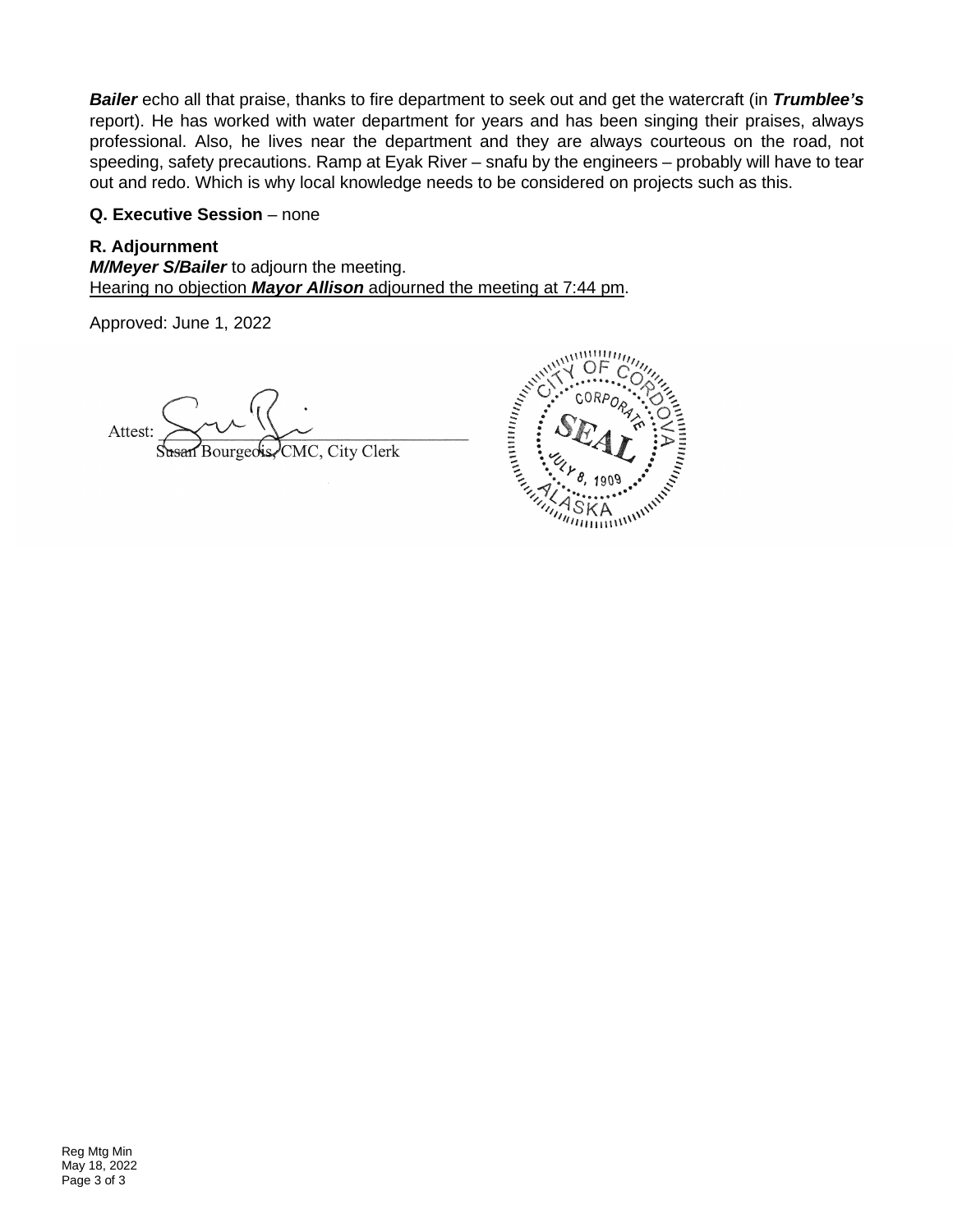***Bailer*** echo all that praise, thanks to fire department to seek out and get the watercraft (in ***Trumblee's*** report). He has worked with water department for years and has been singing their praises, always professional. Also, he lives near the department and they are always courteous on the road, not speeding, safety precautions. Ramp at Eyak River – snafu by the engineers – probably will have to tear out and redo. Which is why local knowledge needs to be considered on projects such as this.

**Q. Executive Session** – none

**R. Adjournment**
***M/Meyer S/Bailer*** to adjourn the meeting.
<u>Hearing no objection ***Mayor Allison*** adjourned the meeting at 7:44 pm</u>.

Approved: June 1, 2022

Attest: ______________________
Susan Bourgeois, CMC, City Clerk

CITY OF CORDOVA
CORPORATE
SEAL
JULY 8, 1909
ALASKA